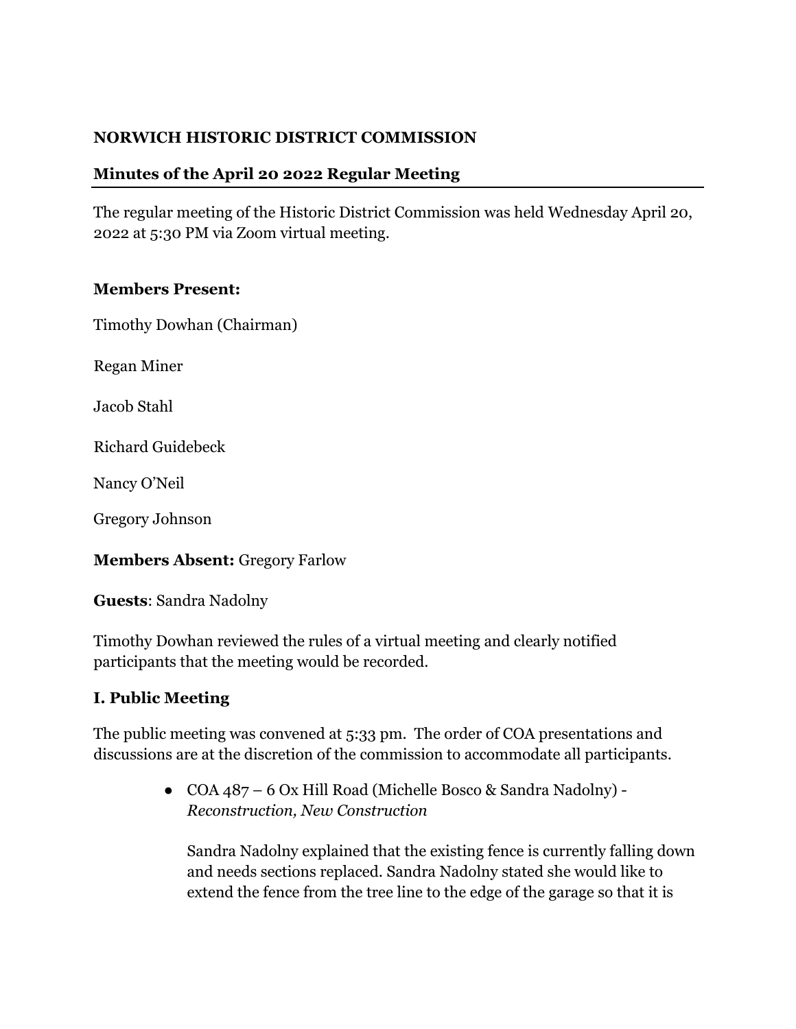**NORWICH HISTORIC DISTRICT COMMISSION**

**Minutes of the April 20 2022 Regular Meeting**

The regular meeting of the Historic District Commission was held Wednesday April 20, 2022 at 5:30 PM via Zoom virtual meeting.

**Members Present:**

Timothy Dowhan (Chairman)

Regan Miner

Jacob Stahl

Richard Guidebeck

Nancy O'Neil

Gregory Johnson

**Members Absent:** Gregory Farlow

**Guests**: Sandra Nadolny

Timothy Dowhan reviewed the rules of a virtual meeting and clearly notified participants that the meeting would be recorded.

## I. Public Meeting

The public meeting was convened at 5:33 pm. The order of COA presentations and discussions are at the discretion of the commission to accommodate all participants.

- COA 487 – 6 Ox Hill Road (Michelle Bosco & Sandra Nadolny) - *Reconstruction, New Construction*

  Sandra Nadolny explained that the existing fence is currently falling down and needs sections replaced. Sandra Nadolny stated she would like to extend the fence from the tree line to the edge of the garage so that it is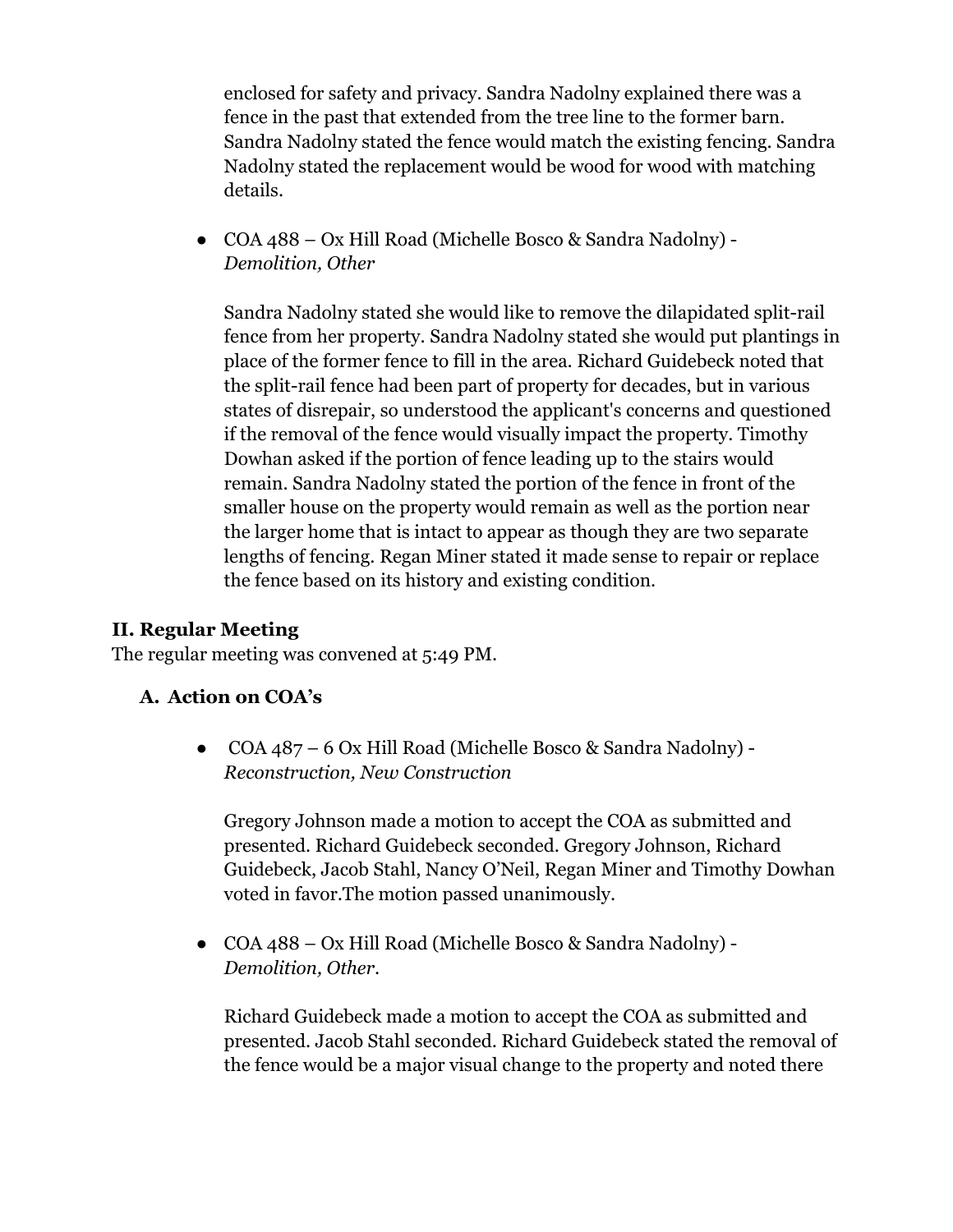enclosed for safety and privacy. Sandra Nadolny explained there was a fence in the past that extended from the tree line to the former barn. Sandra Nadolny stated the fence would match the existing fencing. Sandra Nadolny stated the replacement would be wood for wood with matching details.

- COA 488 – Ox Hill Road (Michelle Bosco & Sandra Nadolny) - *Demolition, Other*

  Sandra Nadolny stated she would like to remove the dilapidated split-rail fence from her property. Sandra Nadolny stated she would put plantings in place of the former fence to fill in the area. Richard Guidebeck noted that the split-rail fence had been part of property for decades, but in various states of disrepair, so understood the applicant's concerns and questioned if the removal of the fence would visually impact the property. Timothy Dowhan asked if the portion of fence leading up to the stairs would remain. Sandra Nadolny stated the portion of the fence in front of the smaller house on the property would remain as well as the portion near the larger home that is intact to appear as though they are two separate lengths of fencing. Regan Miner stated it made sense to repair or replace the fence based on its history and existing condition.

## II. Regular Meeting

The regular meeting was convened at 5:49 PM.

### A. Action on COA's

- COA 487 – 6 Ox Hill Road (Michelle Bosco & Sandra Nadolny) - *Reconstruction, New Construction*

  Gregory Johnson made a motion to accept the COA as submitted and presented. Richard Guidebeck seconded. Gregory Johnson, Richard Guidebeck, Jacob Stahl, Nancy O'Neil, Regan Miner and Timothy Dowhan voted in favor.The motion passed unanimously.

- COA 488 – Ox Hill Road (Michelle Bosco & Sandra Nadolny) - *Demolition, Other.*

  Richard Guidebeck made a motion to accept the COA as submitted and presented. Jacob Stahl seconded. Richard Guidebeck stated the removal of the fence would be a major visual change to the property and noted there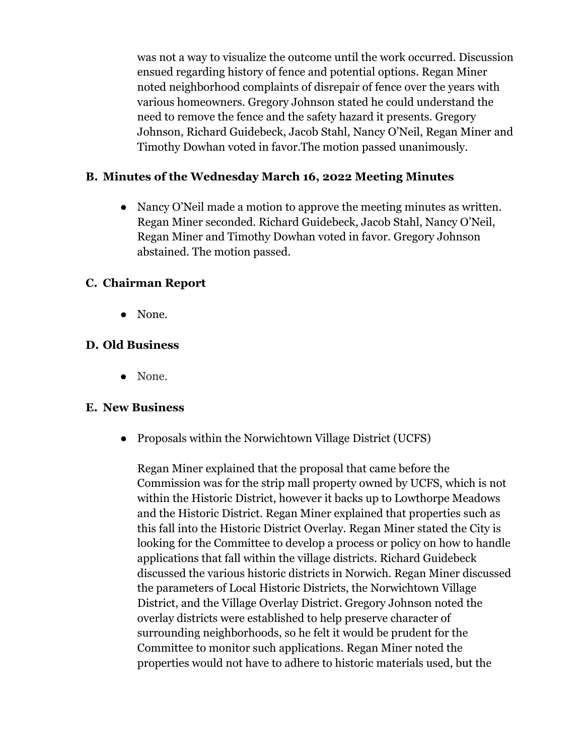was not a way to visualize the outcome until the work occurred. Discussion ensued regarding history of fence and potential options. Regan Miner noted neighborhood complaints of disrepair of fence over the years with various homeowners. Gregory Johnson stated he could understand the need to remove the fence and the safety hazard it presents. Gregory Johnson, Richard Guidebeck, Jacob Stahl, Nancy O'Neil, Regan Miner and Timothy Dowhan voted in favor.The motion passed unanimously.

### B. Minutes of the Wednesday March 16, 2022 Meeting Minutes

- Nancy O'Neil made a motion to approve the meeting minutes as written. Regan Miner seconded. Richard Guidebeck, Jacob Stahl, Nancy O'Neil, Regan Miner and Timothy Dowhan voted in favor. Gregory Johnson abstained. The motion passed.

### C. Chairman Report

- None.

### D. Old Business

- None.

### E. New Business

- Proposals within the Norwichtown Village District (UCFS)

  Regan Miner explained that the proposal that came before the Commission was for the strip mall property owned by UCFS, which is not within the Historic District, however it backs up to Lowthorpe Meadows and the Historic District. Regan Miner explained that properties such as this fall into the Historic District Overlay. Regan Miner stated the City is looking for the Committee to develop a process or policy on how to handle applications that fall within the village districts. Richard Guidebeck discussed the various historic districts in Norwich. Regan Miner discussed the parameters of Local Historic Districts, the Norwichtown Village District, and the Village Overlay District. Gregory Johnson noted the overlay districts were established to help preserve character of surrounding neighborhoods, so he felt it would be prudent for the Committee to monitor such applications. Regan Miner noted the properties would not have to adhere to historic materials used, but the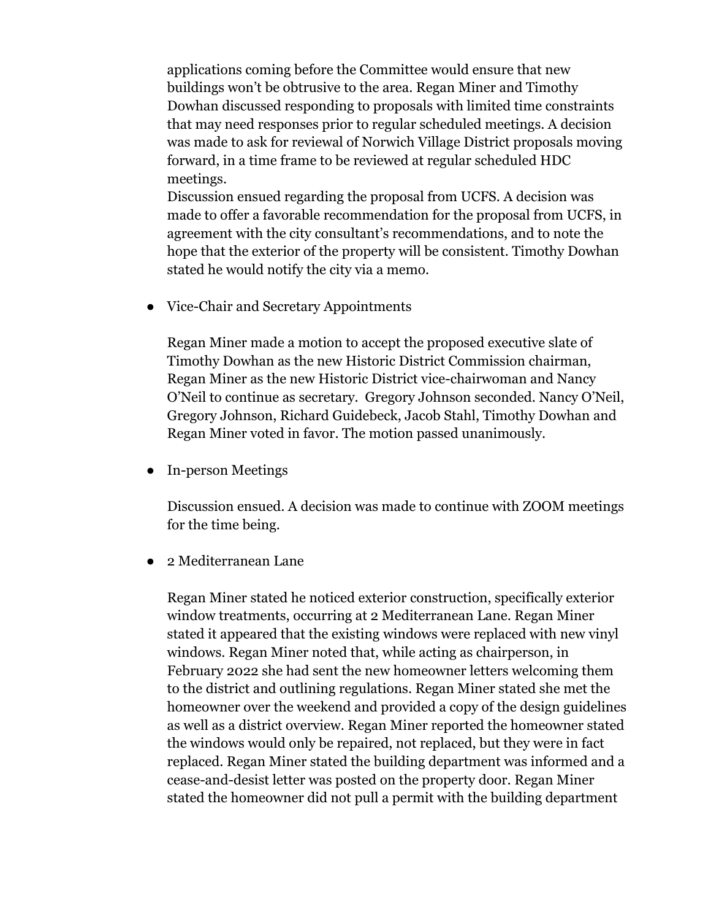applications coming before the Committee would ensure that new buildings won't be obtrusive to the area. Regan Miner and Timothy Dowhan discussed responding to proposals with limited time constraints that may need responses prior to regular scheduled meetings. A decision was made to ask for reviewal of Norwich Village District proposals moving forward, in a time frame to be reviewed at regular scheduled HDC meetings.
Discussion ensued regarding the proposal from UCFS. A decision was made to offer a favorable recommendation for the proposal from UCFS, in agreement with the city consultant's recommendations, and to note the hope that the exterior of the property will be consistent. Timothy Dowhan stated he would notify the city via a memo.

- Vice-Chair and Secretary Appointments

  Regan Miner made a motion to accept the proposed executive slate of Timothy Dowhan as the new Historic District Commission chairman, Regan Miner as the new Historic District vice-chairwoman and Nancy O'Neil to continue as secretary. Gregory Johnson seconded. Nancy O'Neil, Gregory Johnson, Richard Guidebeck, Jacob Stahl, Timothy Dowhan and Regan Miner voted in favor. The motion passed unanimously.

- In-person Meetings

  Discussion ensued. A decision was made to continue with ZOOM meetings for the time being.

- 2 Mediterranean Lane

  Regan Miner stated he noticed exterior construction, specifically exterior window treatments, occurring at 2 Mediterranean Lane. Regan Miner stated it appeared that the existing windows were replaced with new vinyl windows. Regan Miner noted that, while acting as chairperson, in February 2022 she had sent the new homeowner letters welcoming them to the district and outlining regulations. Regan Miner stated she met the homeowner over the weekend and provided a copy of the design guidelines as well as a district overview. Regan Miner reported the homeowner stated the windows would only be repaired, not replaced, but they were in fact replaced. Regan Miner stated the building department was informed and a cease-and-desist letter was posted on the property door. Regan Miner stated the homeowner did not pull a permit with the building department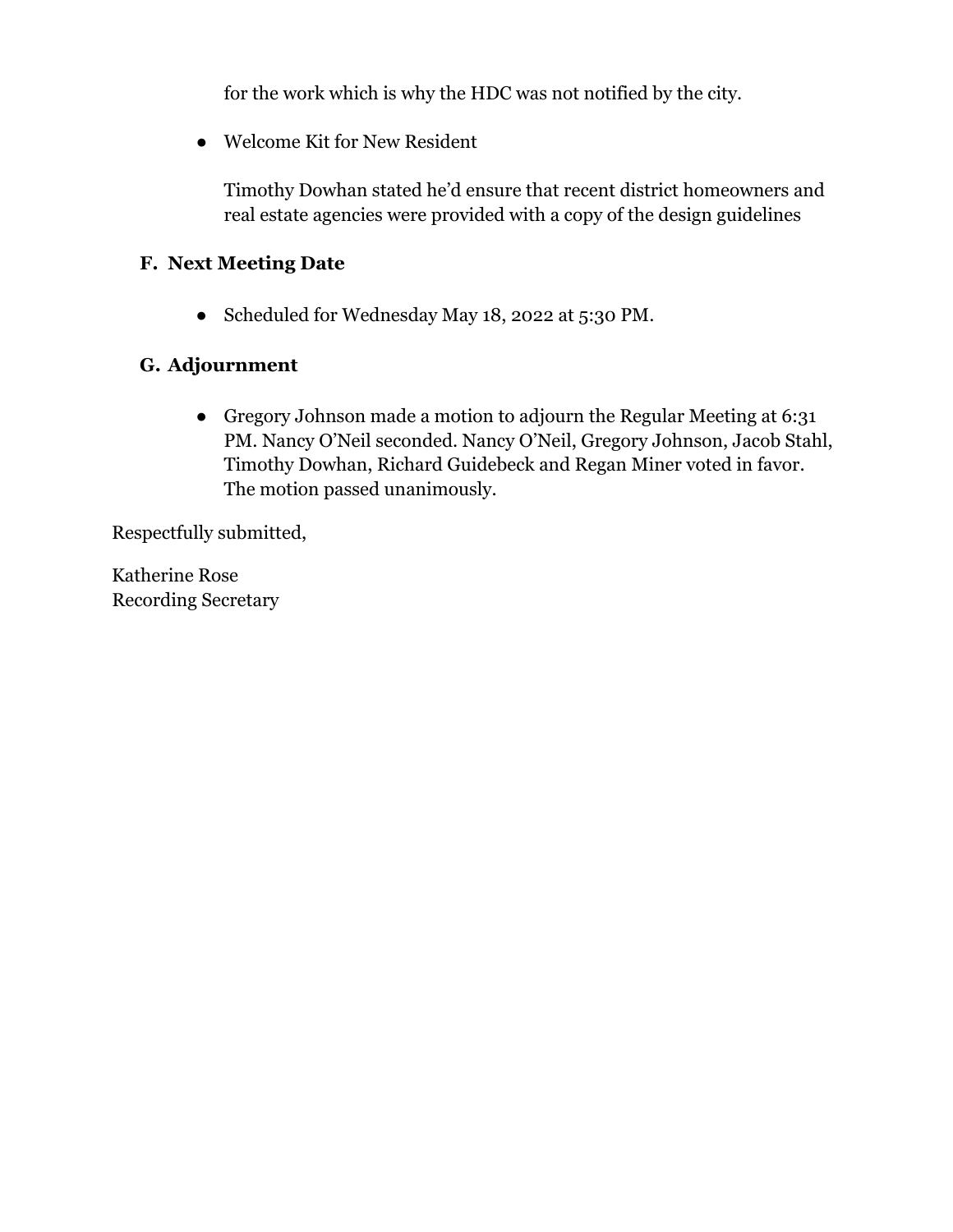for the work which is why the HDC was not notified by the city.

- Welcome Kit for New Resident

  Timothy Dowhan stated he'd ensure that recent district homeowners and real estate agencies were provided with a copy of the design guidelines

## F. Next Meeting Date

- Scheduled for Wednesday May 18, 2022 at 5:30 PM.

## G. Adjournment

- Gregory Johnson made a motion to adjourn the Regular Meeting at 6:31 PM. Nancy O'Neil seconded. Nancy O'Neil, Gregory Johnson, Jacob Stahl, Timothy Dowhan, Richard Guidebeck and Regan Miner voted in favor. The motion passed unanimously.

Respectfully submitted,

Katherine Rose
Recording Secretary